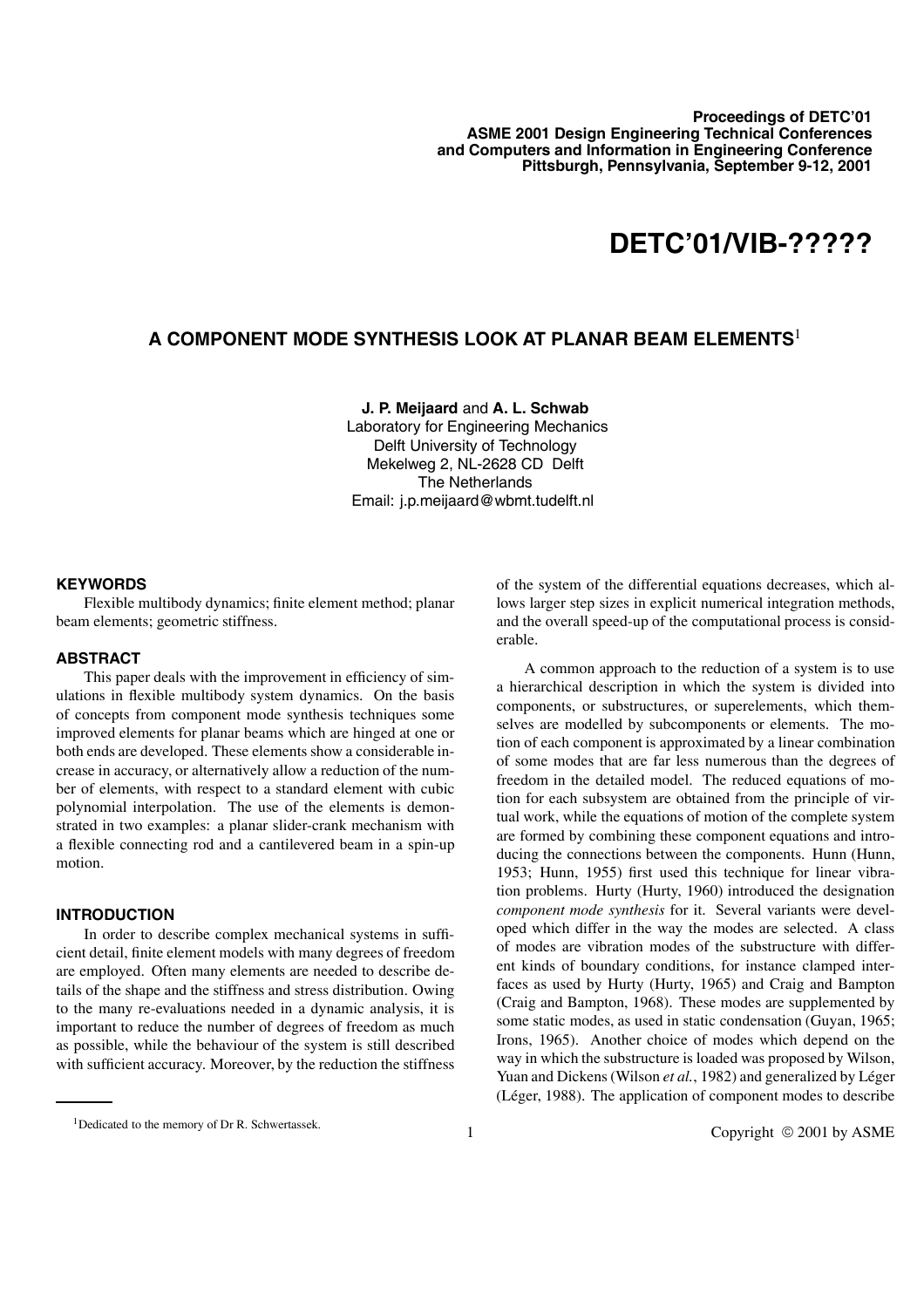**Proceedings of DETC'01**
**ASME 2001 Design Engineering Technical Conferences**
**and Computers and Information in Engineering Conference**
**Pittsburgh, Pennsylvania, September 9-12, 2001**

# DETC'01/VIB-?????

## A COMPONENT MODE SYNTHESIS LOOK AT PLANAR BEAM ELEMENTS[1]

**J. P. Meijaard** and **A. L. Schwab**
Laboratory for Engineering Mechanics
Delft University of Technology
Mekelweg 2, NL-2628 CD Delft
The Netherlands
Email: j.p.meijaard@wbmt.tudelft.nl

### KEYWORDS

Flexible multibody dynamics; finite element method; planar beam elements; geometric stiffness.

### ABSTRACT

This paper deals with the improvement in efficiency of simulations in flexible multibody system dynamics. On the basis of concepts from component mode synthesis techniques some improved elements for planar beams which are hinged at one or both ends are developed. These elements show a considerable increase in accuracy, or alternatively allow a reduction of the number of elements, with respect to a standard element with cubic polynomial interpolation. The use of the elements is demonstrated in two examples: a planar slider-crank mechanism with a flexible connecting rod and a cantilevered beam in a spin-up motion.

### INTRODUCTION

In order to describe complex mechanical systems in sufficient detail, finite element models with many degrees of freedom are employed. Often many elements are needed to describe details of the shape and the stiffness and stress distribution. Owing to the many re-evaluations needed in a dynamic analysis, it is important to reduce the number of degrees of freedom as much as possible, while the behaviour of the system is still described with sufficient accuracy. Moreover, by the reduction the stiffness of the system of the differential equations decreases, which allows larger step sizes in explicit numerical integration methods, and the overall speed-up of the computational process is considerable.

A common approach to the reduction of a system is to use a hierarchical description in which the system is divided into components, or substructures, or superelements, which themselves are modelled by subcomponents or elements. The motion of each component is approximated by a linear combination of some modes that are far less numerous than the degrees of freedom in the detailed model. The reduced equations of motion for each subsystem are obtained from the principle of virtual work, while the equations of motion of the complete system are formed by combining these component equations and introducing the connections between the components. Hunn (Hunn, 1953; Hunn, 1955) first used this technique for linear vibration problems. Hurty (Hurty, 1960) introduced the designation *component mode synthesis* for it. Several variants were developed which differ in the way the modes are selected. A class of modes are vibration modes of the substructure with different kinds of boundary conditions, for instance clamped interfaces as used by Hurty (Hurty, 1965) and Craig and Bampton (Craig and Bampton, 1968). These modes are supplemented by some static modes, as used in static condensation (Guyan, 1965; Irons, 1965). Another choice of modes which depend on the way in which the substructure is loaded was proposed by Wilson, Yuan and Dickens (Wilson *et al.*, 1982) and generalized by Léger (Léger, 1988). The application of component modes to describe

[1]Dedicated to the memory of Dr R. Schwertassek.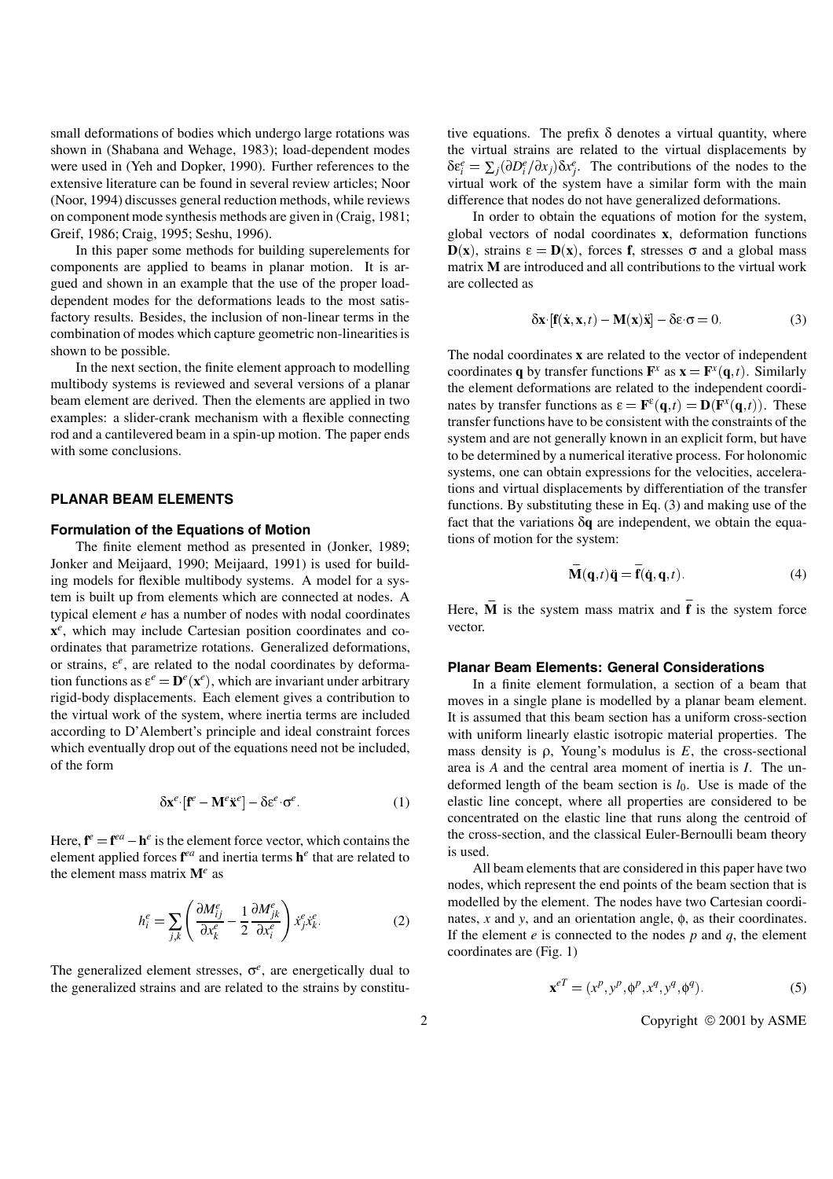small deformations of bodies which undergo large rotations was shown in (Shabana and Wehage, 1983); load-dependent modes were used in (Yeh and Dopker, 1990). Further references to the extensive literature can be found in several review articles; Noor (Noor, 1994) discusses general reduction methods, while reviews on component mode synthesis methods are given in (Craig, 1981; Greif, 1986; Craig, 1995; Seshu, 1996).

In this paper some methods for building superelements for components are applied to beams in planar motion. It is argued and shown in an example that the use of the proper load-dependent modes for the deformations leads to the most satisfactory results. Besides, the inclusion of non-linear terms in the combination of modes which capture geometric non-linearities is shown to be possible.

In the next section, the finite element approach to modelling multibody systems is reviewed and several versions of a planar beam element are derived. Then the elements are applied in two examples: a slider-crank mechanism with a flexible connecting rod and a cantilevered beam in a spin-up motion. The paper ends with some conclusions.

## PLANAR BEAM ELEMENTS

### Formulation of the Equations of Motion

The finite element method as presented in (Jonker, 1989; Jonker and Meijaard, 1990; Meijaard, 1991) is used for building models for flexible multibody systems. A model for a system is built up from elements which are connected at nodes. A typical element $e$ has a number of nodes with nodal coordinates $\mathbf{x}^e$, which may include Cartesian position coordinates and coordinates that parametrize rotations. Generalized deformations, or strains, $\varepsilon^e$, are related to the nodal coordinates by deformation functions as $\varepsilon^e = \mathbf{D}^e(\mathbf{x}^e)$, which are invariant under arbitrary rigid-body displacements. Each element gives a contribution to the virtual work of the system, where inertia terms are included according to D'Alembert's principle and ideal constraint forces which eventually drop out of the equations need not be included, of the form

$$\delta\mathbf{x}^e \cdot [\mathbf{f}^e - \mathbf{M}^e \ddot{\mathbf{x}}^e] - \delta\varepsilon^e \cdot \sigma^e. \tag{1}$$

Here, $\mathbf{f}^e = \mathbf{f}^{ea} - \mathbf{h}^e$ is the element force vector, which contains the element applied forces $\mathbf{f}^{ea}$ and inertia terms $\mathbf{h}^e$ that are related to the element mass matrix $\mathbf{M}^e$ as

$$h_i^e = \sum_{j,k} \left( \frac{\partial M_{ij}^e}{\partial x_k^e} - \frac{1}{2} \frac{\partial M_{jk}^e}{\partial x_i^e} \right) \dot{x}_j^e \dot{x}_k^e. \tag{2}$$

The generalized element stresses, $\sigma^e$, are energetically dual to the generalized strains and are related to the strains by constitutive equations. The prefix $\delta$ denotes a virtual quantity, where the virtual strains are related to the virtual displacements by $\delta\varepsilon_i^e = \sum_j (\partial D_i^e / \partial x_j) \delta x_j^e$. The contributions of the nodes to the virtual work of the system have a similar form with the main difference that nodes do not have generalized deformations.

In order to obtain the equations of motion for the system, global vectors of nodal coordinates $\mathbf{x}$, deformation functions $\mathbf{D}(\mathbf{x})$, strains $\varepsilon = \mathbf{D}(\mathbf{x})$, forces $\mathbf{f}$, stresses $\sigma$ and a global mass matrix $\mathbf{M}$ are introduced and all contributions to the virtual work are collected as

$$\delta\mathbf{x} \cdot [\mathbf{f}(\dot{\mathbf{x}}, \mathbf{x}, t) - \mathbf{M}(\mathbf{x})\ddot{\mathbf{x}}] - \delta\varepsilon \cdot \sigma = 0. \tag{3}$$

The nodal coordinates $\mathbf{x}$ are related to the vector of independent coordinates $\mathbf{q}$ by transfer functions $\mathbf{F}^x$ as $\mathbf{x} = \mathbf{F}^x(\mathbf{q}, t)$. Similarly the element deformations are related to the independent coordinates by transfer functions as $\varepsilon = \mathbf{F}^\varepsilon(\mathbf{q}, t) = \mathbf{D}(\mathbf{F}^x(\mathbf{q}, t))$. These transfer functions have to be consistent with the constraints of the system and are not generally known in an explicit form, but have to be determined by a numerical iterative process. For holonomic systems, one can obtain expressions for the velocities, accelerations and virtual displacements by differentiation of the transfer functions. By substituting these in Eq. (3) and making use of the fact that the variations $\delta\mathbf{q}$ are independent, we obtain the equations of motion for the system:

$$\bar{\mathbf{M}}(\mathbf{q}, t)\ddot{\mathbf{q}} = \bar{\mathbf{f}}(\dot{\mathbf{q}}, \mathbf{q}, t). \tag{4}$$

Here, $\bar{\mathbf{M}}$ is the system mass matrix and $\bar{\mathbf{f}}$ is the system force vector.

### Planar Beam Elements: General Considerations

In a finite element formulation, a section of a beam that moves in a single plane is modelled by a planar beam element. It is assumed that this beam section has a uniform cross-section with uniform linearly elastic isotropic material properties. The mass density is $\rho$, Young's modulus is $E$, the cross-sectional area is $A$ and the central area moment of inertia is $I$. The undeformed length of the beam section is $l_0$. Use is made of the elastic line concept, where all properties are considered to be concentrated on the elastic line that runs along the centroid of the cross-section, and the classical Euler-Bernoulli beam theory is used.

All beam elements that are considered in this paper have two nodes, which represent the end points of the beam section that is modelled by the element. The nodes have two Cartesian coordinates, $x$ and $y$, and an orientation angle, $\phi$, as their coordinates. If the element $e$ is connected to the nodes $p$ and $q$, the element coordinates are (Fig. 1)

$$\mathbf{x}^{eT} = (x^p, y^p, \phi^p, x^q, y^q, \phi^q). \tag{5}$$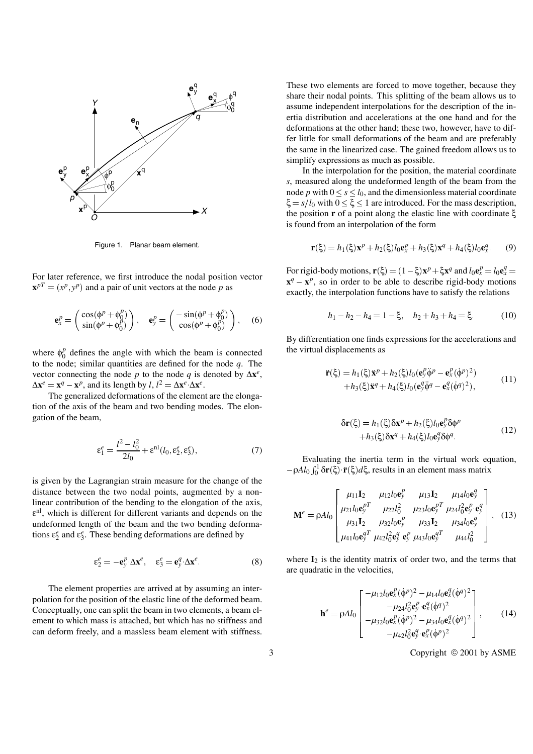Figure 1. Planar beam element.

For later reference, we first introduce the nodal position vector $\mathbf{x}^{pT} = (x^p, y^p)$ and a pair of unit vectors at the node $p$ as

$$\mathbf{e}_x^p = \begin{pmatrix} \cos(\phi^p + \phi_0^p) \\ \sin(\phi^p + \phi_0^p) \end{pmatrix}, \quad \mathbf{e}_y^p = \begin{pmatrix} -\sin(\phi^p + \phi_0^p) \\ \cos(\phi^p + \phi_0^p) \end{pmatrix}, \quad (6)$$

where $\phi_0^p$ defines the angle with which the beam is connected to the node; similar quantities are defined for the node $q$. The vector connecting the node $p$ to the node $q$ is denoted by $\Delta\mathbf{x}^e$, $\Delta\mathbf{x}^e = \mathbf{x}^q - \mathbf{x}^p$, and its length by $l$, $l^2 = \Delta\mathbf{x}^e \cdot \Delta\mathbf{x}^e$.

The generalized deformations of the element are the elongation of the axis of the beam and two bending modes. The elongation of the beam,

$$\varepsilon_1^e = \frac{l^2 - l_0^2}{2l_0} + \varepsilon^{\mathrm{nl}}(l_0, \varepsilon_2^e, \varepsilon_3^e), \quad (7)$$

is given by the Lagrangian strain measure for the change of the distance between the two nodal points, augmented by a nonlinear contribution of the bending to the elongation of the axis, $\varepsilon^{\mathrm{nl}}$, which is different for different variants and depends on the undeformed length of the beam and the two bending deformations $\varepsilon_2^e$ and $\varepsilon_3^e$. These bending deformations are defined by

$$\varepsilon_2^e = -\mathbf{e}_y^p \cdot \Delta\mathbf{x}^e, \quad \varepsilon_3^e = \mathbf{e}_y^q \cdot \Delta\mathbf{x}^e. \quad (8)$$

The element properties are arrived at by assuming an interpolation for the position of the elastic line of the deformed beam. Conceptually, one can split the beam in two elements, a beam element to which mass is attached, but which has no stiffness and can deform freely, and a massless beam element with stiffness. These two elements are forced to move together, because they share their nodal points. This splitting of the beam allows us to assume independent interpolations for the description of the inertia distribution and accelerations at the one hand and for the deformations at the other hand; these two, however, have to differ little for small deformations of the beam and are preferably the same in the linearized case. The gained freedom allows us to simplify expressions as much as possible.

In the interpolation for the position, the material coordinate $s$, measured along the undeformed length of the beam from the node $p$ with $0 \le s \le l_0$, and the dimensionless material coordinate $\xi = s/l_0$ with $0 \le \xi \le 1$ are introduced. For the mass description, the position $\mathbf{r}$ of a point along the elastic line with coordinate $\xi$ is found from an interpolation of the form

$$\mathbf{r}(\xi) = h_1(\xi)\mathbf{x}^p + h_2(\xi)l_0\mathbf{e}_x^p + h_3(\xi)\mathbf{x}^q + h_4(\xi)l_0\mathbf{e}_x^q. \quad (9)$$

For rigid-body motions, $\mathbf{r}(\xi) = (1-\xi)\mathbf{x}^p + \xi\mathbf{x}^q$ and $l_0\mathbf{e}_x^p = l_0\mathbf{e}_x^q = \mathbf{x}^q - \mathbf{x}^p$, so in order to be able to describe rigid-body motions exactly, the interpolation functions have to satisfy the relations

$$h_1 - h_2 - h_4 = 1 - \xi, \quad h_2 + h_3 + h_4 = \xi. \quad (10)$$

By differentiation one finds expressions for the accelerations and the virtual displacements as

$$\begin{aligned} \ddot{\mathbf{r}}(\xi) = {} & h_1(\xi)\ddot{\mathbf{x}}^p + h_2(\xi)l_0(\mathbf{e}_y^p\ddot{\phi}^p - \mathbf{e}_x^p(\dot{\phi}^p)^2) \\ & + h_3(\xi)\ddot{\mathbf{x}}^q + h_4(\xi)l_0(\mathbf{e}_y^q\ddot{\phi}^q - \mathbf{e}_x^q(\dot{\phi}^q)^2), \end{aligned} \quad (11)$$

$$\begin{aligned} \delta\mathbf{r}(\xi) = {} & h_1(\xi)\delta\mathbf{x}^p + h_2(\xi)l_0\mathbf{e}_y^p\delta\phi^p \\ & + h_3(\xi)\delta\mathbf{x}^q + h_4(\xi)l_0\mathbf{e}_y^q\delta\phi^q. \end{aligned} \quad (12)$$

Evaluating the inertia term in the virtual work equation, $-\rho A l_0 \int_0^1 \delta\mathbf{r}(\xi) \cdot \ddot{\mathbf{r}}(\xi) d\xi$, results in an element mass matrix

$$\mathbf{M}^e = \rho A l_0 \begin{bmatrix} \mu_{11}\mathbf{I}_2 & \mu_{12}l_0\mathbf{e}_y^p & \mu_{13}\mathbf{I}_2 & \mu_{14}l_0\mathbf{e}_y^q \\ \mu_{21}l_0\mathbf{e}_y^{pT} & \mu_{22}l_0^2 & \mu_{23}l_0\mathbf{e}_y^{pT} & \mu_{24}l_0^2\mathbf{e}_y^p \cdot \mathbf{e}_y^q \\ \mu_{31}\mathbf{I}_2 & \mu_{32}l_0\mathbf{e}_y^p & \mu_{33}\mathbf{I}_2 & \mu_{34}l_0\mathbf{e}_y^q \\ \mu_{41}l_0\mathbf{e}_y^{qT} & \mu_{42}l_0^2\mathbf{e}_y^q \cdot \mathbf{e}_y^p & \mu_{43}l_0\mathbf{e}_y^{qT} & \mu_{44}l_0^2 \end{bmatrix}, \quad (13)$$

where $\mathbf{I}_2$ is the identity matrix of order two, and the terms that are quadratic in the velocities,

$$\mathbf{h}^e = \rho A l_0 \begin{bmatrix} -\mu_{12}l_0\mathbf{e}_x^p(\dot{\phi}^p)^2 - \mu_{14}l_0\mathbf{e}_x^q(\dot{\phi}^q)^2 \\ -\mu_{24}l_0^2\mathbf{e}_y^p \cdot \mathbf{e}_x^q(\dot{\phi}^q)^2 \\ -\mu_{32}l_0\mathbf{e}_x^p(\dot{\phi}^p)^2 - \mu_{34}l_0\mathbf{e}_x^q(\dot{\phi}^q)^2 \\ -\mu_{42}l_0^2\mathbf{e}_y^q \cdot \mathbf{e}_x^p(\dot{\phi}^p)^2 \end{bmatrix}, \quad (14)$$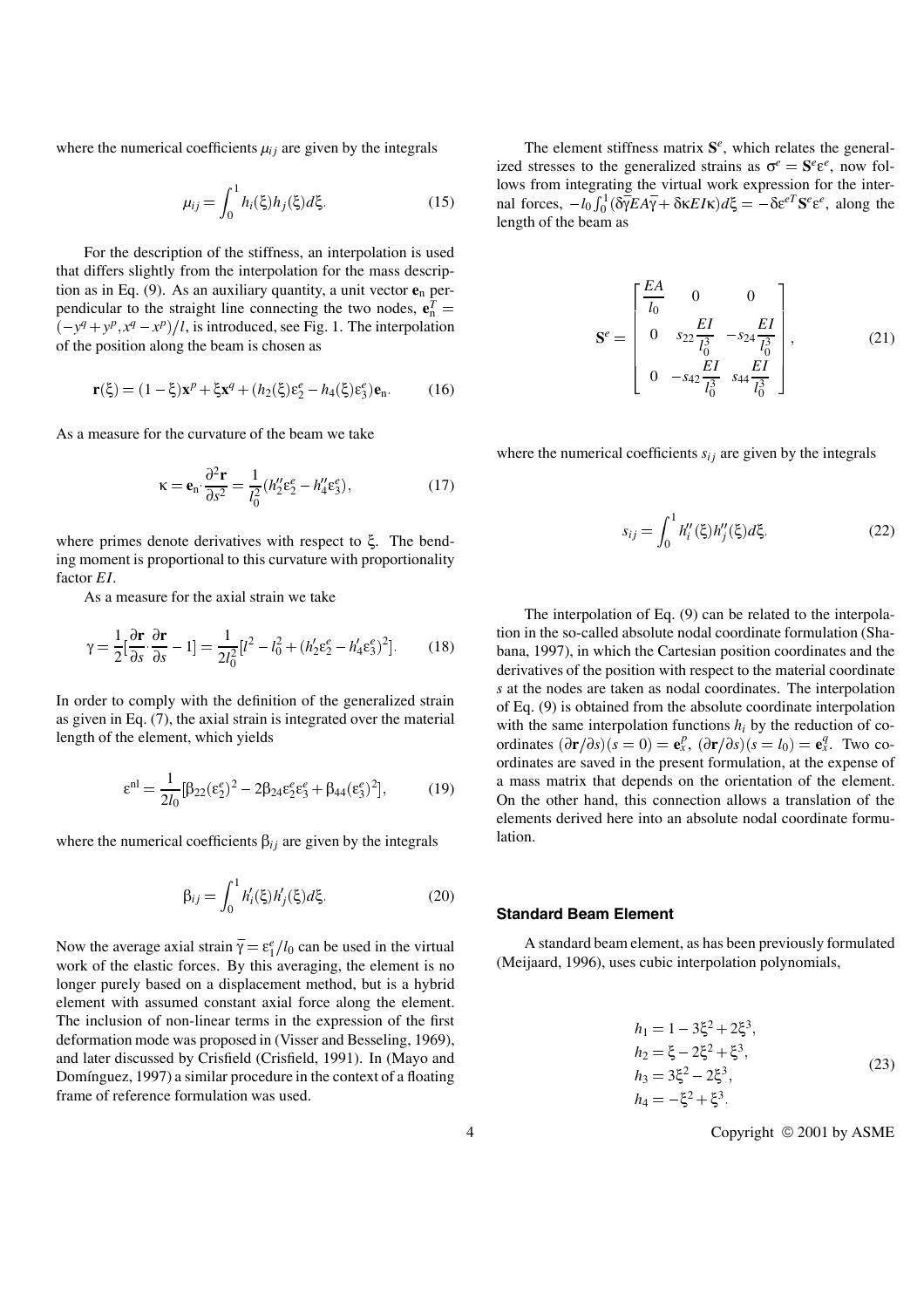where the numerical coefficients $\mu_{ij}$ are given by the integrals

$$\mu_{ij} = \int_0^1 h_i(\xi) h_j(\xi) d\xi. \tag{15}$$

For the description of the stiffness, an interpolation is used that differs slightly from the interpolation for the mass description as in Eq. (9). As an auxiliary quantity, a unit vector $\mathbf{e}_\mathrm{n}$ perpendicular to the straight line connecting the two nodes, $\mathbf{e}_\mathrm{n}^T = (-y^q + y^p, x^q - x^p)/l$, is introduced, see Fig. 1. The interpolation of the position along the beam is chosen as

$$\mathbf{r}(\xi) = (1-\xi)\mathbf{x}^p + \xi\mathbf{x}^q + (h_2(\xi)\varepsilon_2^e - h_4(\xi)\varepsilon_3^e)\mathbf{e}_\mathrm{n}. \tag{16}$$

As a measure for the curvature of the beam we take

$$\kappa = \mathbf{e}_\mathrm{n} \cdot \frac{\partial^2 \mathbf{r}}{\partial s^2} = \frac{1}{l_0^2}(h_2''\varepsilon_2^e - h_4''\varepsilon_3^e), \tag{17}$$

where primes denote derivatives with respect to $\xi$. The bending moment is proportional to this curvature with proportionality factor $EI$.

As a measure for the axial strain we take

$$\gamma = \frac{1}{2}[\frac{\partial \mathbf{r}}{\partial s} \cdot \frac{\partial \mathbf{r}}{\partial s} - 1] = \frac{1}{2l_0^2}[l^2 - l_0^2 + (h_2'\varepsilon_2^e - h_4'\varepsilon_3^e)^2]. \tag{18}$$

In order to comply with the definition of the generalized strain as given in Eq. (7), the axial strain is integrated over the material length of the element, which yields

$$\varepsilon^{\mathrm{nl}} = \frac{1}{2l_0}[\beta_{22}(\varepsilon_2^e)^2 - 2\beta_{24}\varepsilon_2^e\varepsilon_3^e + \beta_{44}(\varepsilon_3^e)^2], \tag{19}$$

where the numerical coefficients $\beta_{ij}$ are given by the integrals

$$\beta_{ij} = \int_0^1 h_i'(\xi) h_j'(\xi) d\xi. \tag{20}$$

Now the average axial strain $\bar{\gamma} = \varepsilon_1^e/l_0$ can be used in the virtual work of the elastic forces. By this averaging, the element is no longer purely based on a displacement method, but is a hybrid element with assumed constant axial force along the element. The inclusion of non-linear terms in the expression of the first deformation mode was proposed in (Visser and Besseling, 1969), and later discussed by Crisfield (Crisfield, 1991). In (Mayo and Domínguez, 1997) a similar procedure in the context of a floating frame of reference formulation was used.

The element stiffness matrix $\mathbf{S}^e$, which relates the generalized stresses to the generalized strains as $\sigma^e = \mathbf{S}^e\varepsilon^e$, now follows from integrating the virtual work expression for the internal forces, $-l_0\int_0^1(\delta\bar{\gamma}EA\bar{\gamma} + \delta\kappa EI\kappa)d\xi = -\delta\varepsilon^{eT}\mathbf{S}^e\varepsilon^e$, along the length of the beam as

$$\mathbf{S}^e = \begin{bmatrix} \dfrac{EA}{l_0} & 0 & 0 \\ 0 & s_{22}\dfrac{EI}{l_0^3} & -s_{24}\dfrac{EI}{l_0^3} \\ 0 & -s_{42}\dfrac{EI}{l_0^3} & s_{44}\dfrac{EI}{l_0^3} \end{bmatrix}, \tag{21}$$

where the numerical coefficients $s_{ij}$ are given by the integrals

$$s_{ij} = \int_0^1 h_i''(\xi) h_j''(\xi) d\xi. \tag{22}$$

The interpolation of Eq. (9) can be related to the interpolation in the so-called absolute nodal coordinate formulation (Shabana, 1997), in which the Cartesian position coordinates and the derivatives of the position with respect to the material coordinate $s$ at the nodes are taken as nodal coordinates. The interpolation of Eq. (9) is obtained from the absolute coordinate interpolation with the same interpolation functions $h_i$ by the reduction of coordinates $(\partial\mathbf{r}/\partial s)(s=0) = \mathbf{e}_x^p$, $(\partial\mathbf{r}/\partial s)(s=l_0) = \mathbf{e}_x^q$. Two coordinates are saved in the present formulation, at the expense of a mass matrix that depends on the orientation of the element. On the other hand, this connection allows a translation of the elements derived here into an absolute nodal coordinate formulation.

### Standard Beam Element

A standard beam element, as has been previously formulated (Meijaard, 1996), uses cubic interpolation polynomials,

$$\begin{aligned} h_1 &= 1 - 3\xi^2 + 2\xi^3, \\ h_2 &= \xi - 2\xi^2 + \xi^3, \\ h_3 &= 3\xi^2 - 2\xi^3, \\ h_4 &= -\xi^2 + \xi^3. \end{aligned} \tag{23}$$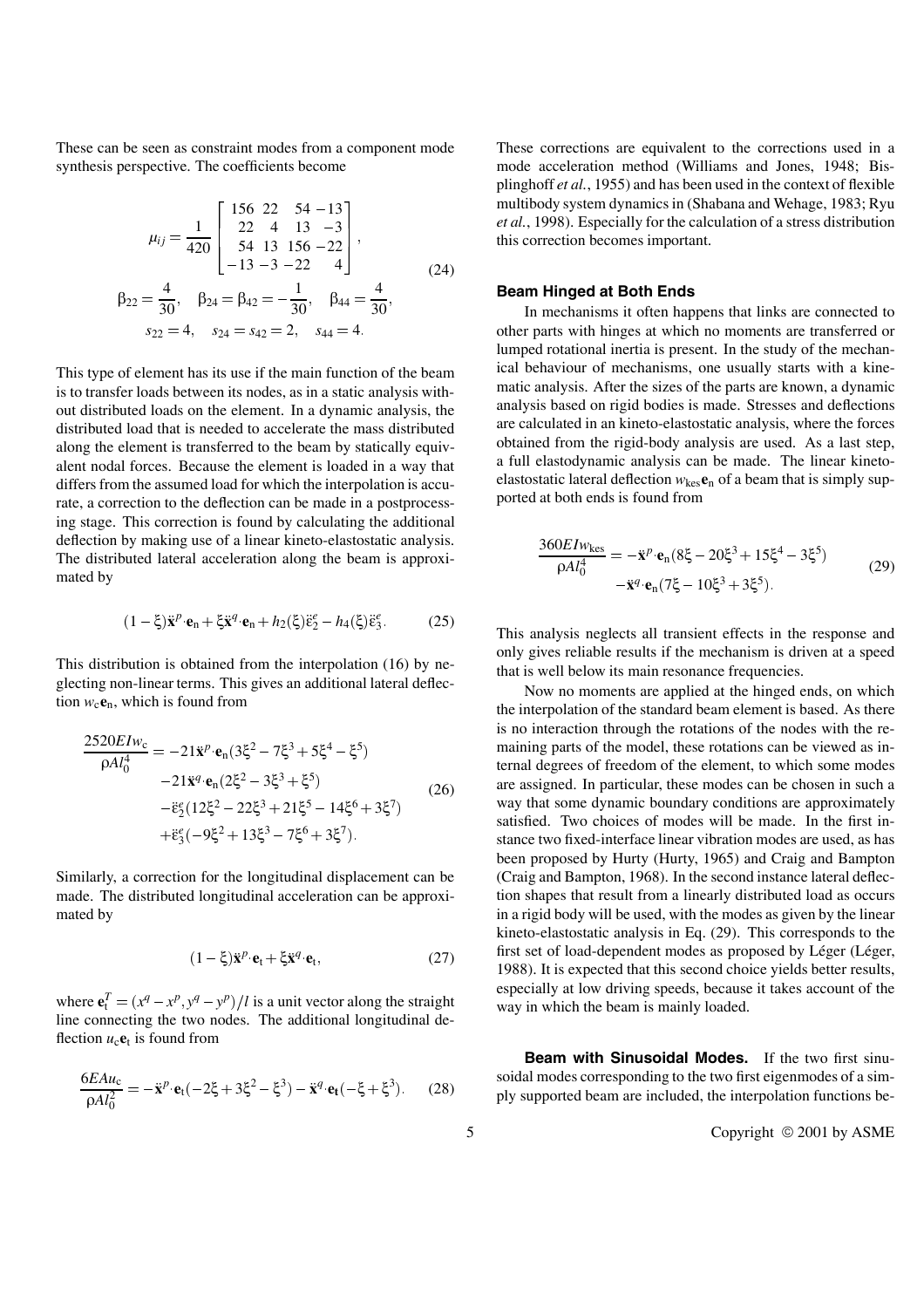These can be seen as constraint modes from a component mode synthesis perspective. The coefficients become

$$
\begin{gathered}
\mu_{ij} = \frac{1}{420}\begin{bmatrix} 156 & 22 & 54 & -13 \\ 22 & 4 & 13 & -3 \\ 54 & 13 & 156 & -22 \\ -13 & -3 & -22 & 4 \end{bmatrix}, \\
\beta_{22} = \frac{4}{30}, \quad \beta_{24} = \beta_{42} = -\frac{1}{30}, \quad \beta_{44} = \frac{4}{30}, \\
s_{22} = 4, \quad s_{24} = s_{42} = 2, \quad s_{44} = 4.
\end{gathered} \tag{24}
$$

This type of element has its use if the main function of the beam is to transfer loads between its nodes, as in a static analysis without distributed loads on the element. In a dynamic analysis, the distributed load that is needed to accelerate the mass distributed along the element is transferred to the beam by statically equivalent nodal forces. Because the element is loaded in a way that differs from the assumed load for which the interpolation is accurate, a correction to the deflection can be made in a postprocessing stage. This correction is found by calculating the additional deflection by making use of a linear kineto-elastostatic analysis. The distributed lateral acceleration along the beam is approximated by

$$
(1-\xi)\ddot{\mathbf{x}}^{p}\cdot\mathbf{e}_{\mathrm{n}} + \xi\ddot{\mathbf{x}}^{q}\cdot\mathbf{e}_{\mathrm{n}} + h_2(\xi)\ddot{\varepsilon}_2^{e} - h_4(\xi)\ddot{\varepsilon}_3^{e}. \tag{25}
$$

This distribution is obtained from the interpolation (16) by neglecting non-linear terms. This gives an additional lateral deflection $w_{\mathrm{c}}\mathbf{e}_{\mathrm{n}}$, which is found from

$$
\begin{aligned}
\frac{2520EIw_{\mathrm{c}}}{\rho A l_0^4} = &-21\ddot{\mathbf{x}}^{p}\cdot\mathbf{e}_{\mathrm{n}}(3\xi^2 - 7\xi^3 + 5\xi^4 - \xi^5) \\
&-21\ddot{\mathbf{x}}^{q}\cdot\mathbf{e}_{\mathrm{n}}(2\xi^2 - 3\xi^3 + \xi^5) \\
&-\ddot{\varepsilon}_2^{e}(12\xi^2 - 22\xi^3 + 21\xi^5 - 14\xi^6 + 3\xi^7) \\
&+\ddot{\varepsilon}_3^{e}(-9\xi^2 + 13\xi^3 - 7\xi^6 + 3\xi^7).
\end{aligned} \tag{26}
$$

Similarly, a correction for the longitudinal displacement can be made. The distributed longitudinal acceleration can be approximated by

$$
(1-\xi)\ddot{\mathbf{x}}^{p}\cdot\mathbf{e}_{\mathrm{t}} + \xi\ddot{\mathbf{x}}^{q}\cdot\mathbf{e}_{\mathrm{t}}, \tag{27}
$$

where $\mathbf{e}_{\mathrm{t}}^T = (x^q - x^p, y^q - y^p)/l$ is a unit vector along the straight line connecting the two nodes. The additional longitudinal deflection $u_{\mathrm{c}}\mathbf{e}_{\mathrm{t}}$ is found from

$$
\frac{6EAu_{\mathrm{c}}}{\rho A l_0^2} = -\ddot{\mathbf{x}}^{p}\cdot\mathbf{e}_{\mathrm{t}}(-2\xi + 3\xi^2 - \xi^3) - \ddot{\mathbf{x}}^{q}\cdot\mathbf{e}_{\mathrm{t}}(-\xi + \xi^3). \tag{28}
$$

These corrections are equivalent to the corrections used in a mode acceleration method (Williams and Jones, 1948; Bisplinghoff *et al.*, 1955) and has been used in the context of flexible multibody system dynamics in (Shabana and Wehage, 1983; Ryu *et al.*, 1998). Especially for the calculation of a stress distribution this correction becomes important.

### Beam Hinged at Both Ends

In mechanisms it often happens that links are connected to other parts with hinges at which no moments are transferred or lumped rotational inertia is present. In the study of the mechanical behaviour of mechanisms, one usually starts with a kinematic analysis. After the sizes of the parts are known, a dynamic analysis based on rigid bodies is made. Stresses and deflections are calculated in an kineto-elastostatic analysis, where the forces obtained from the rigid-body analysis are used. As a last step, a full elastodynamic analysis can be made. The linear kineto-elastostatic lateral deflection $w_{\mathrm{kes}}\mathbf{e}_{\mathrm{n}}$ of a beam that is simply supported at both ends is found from

$$
\begin{aligned}
\frac{360EIw_{\mathrm{kes}}}{\rho A l_0^4} = &-\ddot{\mathbf{x}}^{p}\cdot\mathbf{e}_{\mathrm{n}}(8\xi - 20\xi^3 + 15\xi^4 - 3\xi^5) \\
&-\ddot{\mathbf{x}}^{q}\cdot\mathbf{e}_{\mathrm{n}}(7\xi - 10\xi^3 + 3\xi^5).
\end{aligned} \tag{29}
$$

This analysis neglects all transient effects in the response and only gives reliable results if the mechanism is driven at a speed that is well below its main resonance frequencies.

Now no moments are applied at the hinged ends, on which the interpolation of the standard beam element is based. As there is no interaction through the rotations of the nodes with the remaining parts of the model, these rotations can be viewed as internal degrees of freedom of the element, to which some modes are assigned. In particular, these modes can be chosen in such a way that some dynamic boundary conditions are approximately satisfied. Two choices of modes will be made. In the first instance two fixed-interface linear vibration modes are used, as has been proposed by Hurty (Hurty, 1965) and Craig and Bampton (Craig and Bampton, 1968). In the second instance lateral deflection shapes that result from a linearly distributed load as occurs in a rigid body will be used, with the modes as given by the linear kineto-elastostatic analysis in Eq. (29). This corresponds to the first set of load-dependent modes as proposed by Léger (Léger, 1988). It is expected that this second choice yields better results, especially at low driving speeds, because it takes account of the way in which the beam is mainly loaded.

**Beam with Sinusoidal Modes.** If the two first sinusoidal modes corresponding to the two first eigenmodes of a simply supported beam are included, the interpolation functions be-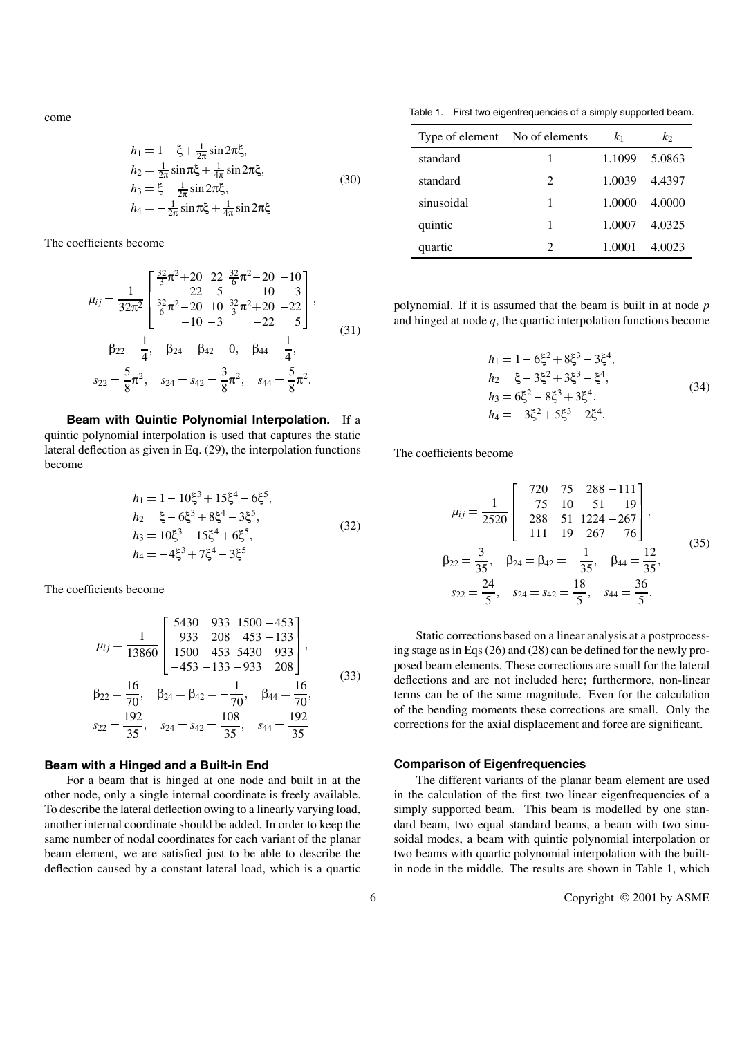come

$$
\begin{aligned}
h_1 &= 1 - \xi + \tfrac{1}{2\pi}\sin 2\pi\xi, \\
h_2 &= \tfrac{1}{2\pi}\sin \pi\xi + \tfrac{1}{4\pi}\sin 2\pi\xi, \\
h_3 &= \xi - \tfrac{1}{2\pi}\sin 2\pi\xi, \\
h_4 &= -\tfrac{1}{2\pi}\sin \pi\xi + \tfrac{1}{4\pi}\sin 2\pi\xi.
\end{aligned}
\tag{30}
$$

The coefficients become

$$
\begin{aligned}
\mu_{ij} &= \frac{1}{32\pi^2}\begin{bmatrix} \frac{32}{3}\pi^2+20 & 22 & \frac{32}{6}\pi^2-20 & -10 \\ 22 & 5 & 10 & -3 \\ \frac{32}{6}\pi^2-20 & 10 & \frac{32}{3}\pi^2+20 & -22 \\ -10 & -3 & -22 & 5 \end{bmatrix}, \\
\beta_{22} &= \frac{1}{4}, \quad \beta_{24} = \beta_{42} = 0, \quad \beta_{44} = \frac{1}{4}, \\
s_{22} &= \frac{5}{8}\pi^2, \quad s_{24} = s_{42} = \frac{3}{8}\pi^2, \quad s_{44} = \frac{5}{8}\pi^2.
\end{aligned}
\tag{31}
$$

**Beam with Quintic Polynomial Interpolation.** If a quintic polynomial interpolation is used that captures the static lateral deflection as given in Eq. (29), the interpolation functions become

$$
\begin{aligned}
h_1 &= 1 - 10\xi^3 + 15\xi^4 - 6\xi^5, \\
h_2 &= \xi - 6\xi^3 + 8\xi^4 - 3\xi^5, \\
h_3 &= 10\xi^3 - 15\xi^4 + 6\xi^5, \\
h_4 &= -4\xi^3 + 7\xi^4 - 3\xi^5.
\end{aligned}
\tag{32}
$$

The coefficients become

$$
\begin{aligned}
\mu_{ij} &= \frac{1}{13860}\begin{bmatrix} 5430 & 933 & 1500 & -453 \\ 933 & 208 & 453 & -133 \\ 1500 & 453 & 5430 & -933 \\ -453 & -133 & -933 & 208 \end{bmatrix}, \\
\beta_{22} &= \frac{16}{70}, \quad \beta_{24} = \beta_{42} = -\frac{1}{70}, \quad \beta_{44} = \frac{16}{70}, \\
s_{22} &= \frac{192}{35}, \quad s_{24} = s_{42} = \frac{108}{35}, \quad s_{44} = \frac{192}{35}.
\end{aligned}
\tag{33}
$$

### Beam with a Hinged and a Built-in End

For a beam that is hinged at one node and built in at the other node, only a single internal coordinate is freely available. To describe the lateral deflection owing to a linearly varying load, another internal coordinate should be added. In order to keep the same number of nodal coordinates for each variant of the planar beam element, we are satisfied just to be able to describe the deflection caused by a constant lateral load, which is a quartic polynomial. If it is assumed that the beam is built in at node $p$ and hinged at node $q$, the quartic interpolation functions become

$$
\begin{aligned}
h_1 &= 1 - 6\xi^2 + 8\xi^3 - 3\xi^4, \\
h_2 &= \xi - 3\xi^2 + 3\xi^3 - \xi^4, \\
h_3 &= 6\xi^2 - 8\xi^3 + 3\xi^4, \\
h_4 &= -3\xi^2 + 5\xi^3 - 2\xi^4.
\end{aligned}
\tag{34}
$$

The coefficients become

$$
\begin{aligned}
\mu_{ij} &= \frac{1}{2520}\begin{bmatrix} 720 & 75 & 288 & -111 \\ 75 & 10 & 51 & -19 \\ 288 & 51 & 1224 & -267 \\ -111 & -19 & -267 & 76 \end{bmatrix}, \\
\beta_{22} &= \frac{3}{35}, \quad \beta_{24} = \beta_{42} = -\frac{1}{35}, \quad \beta_{44} = \frac{12}{35}, \\
s_{22} &= \frac{24}{5}, \quad s_{24} = s_{42} = \frac{18}{5}, \quad s_{44} = \frac{36}{5}.
\end{aligned}
\tag{35}
$$

Static corrections based on a linear analysis at a postprocessing stage as in Eqs (26) and (28) can be defined for the newly proposed beam elements. These corrections are small for the lateral deflections and are not included here; furthermore, non-linear terms can be of the same magnitude. Even for the calculation of the bending moments these corrections are small. Only the corrections for the axial displacement and force are significant.

### Comparison of Eigenfrequencies

The different variants of the planar beam element are used in the calculation of the first two linear eigenfrequencies of a simply supported beam. This beam is modelled by one standard beam, two equal standard beams, a beam with two sinusoidal modes, a beam with quintic polynomial interpolation or two beams with quartic polynomial interpolation with the built-in node in the middle. The results are shown in Table 1, which

Table 1. First two eigenfrequencies of a simply supported beam.

| Type of element | No of elements | $k_1$ | $k_2$ |
|---|---|---|---|
| standard | 1 | 1.1099 | 5.0863 |
| standard | 2 | 1.0039 | 4.4397 |
| sinusoidal | 1 | 1.0000 | 4.0000 |
| quintic | 1 | 1.0007 | 4.0325 |
| quartic | 2 | 1.0001 | 4.0023 |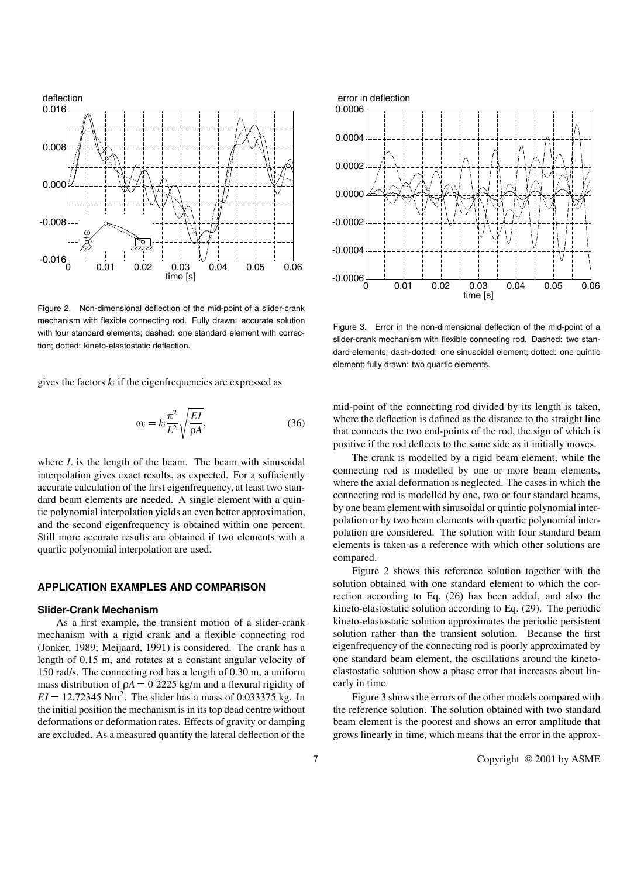Figure 2. Non-dimensional deflection of the mid-point of a slider-crank mechanism with flexible connecting rod. Fully drawn: accurate solution with four standard elements; dashed: one standard element with correction; dotted: kineto-elastostatic deflection.

Figure 3. Error in the non-dimensional deflection of the mid-point of a slider-crank mechanism with flexible connecting rod. Dashed: two standard elements; dash-dotted: one sinusoidal element; dotted: one quintic element; fully drawn: two quartic elements.

gives the factors $k_i$ if the eigenfrequencies are expressed as

$$\omega_i = k_i \frac{\pi^2}{L^2} \sqrt{\frac{EI}{\rho A}}, \tag{36}$$

where $L$ is the length of the beam. The beam with sinusoidal interpolation gives exact results, as expected. For a sufficiently accurate calculation of the first eigenfrequency, at least two standard beam elements are needed. A single element with a quintic polynomial interpolation yields an even better approximation, and the second eigenfrequency is obtained within one percent. Still more accurate results are obtained if two elements with a quartic polynomial interpolation are used.

## APPLICATION EXAMPLES AND COMPARISON

### Slider-Crank Mechanism

As a first example, the transient motion of a slider-crank mechanism with a rigid crank and a flexible connecting rod (Jonker, 1989; Meijaard, 1991) is considered. The crank has a length of 0.15 m, and rotates at a constant angular velocity of 150 rad/s. The connecting rod has a length of 0.30 m, a uniform mass distribution of $\rho A = 0.2225$ kg/m and a flexural rigidity of $EI = 12.72345$ Nm$^2$. The slider has a mass of 0.033375 kg. In the initial position the mechanism is in its top dead centre without deformations or deformation rates. Effects of gravity or damping are excluded. As a measured quantity the lateral deflection of the mid-point of the connecting rod divided by its length is taken, where the deflection is defined as the distance to the straight line that connects the two end-points of the rod, the sign of which is positive if the rod deflects to the same side as it initially moves.

The crank is modelled by a rigid beam element, while the connecting rod is modelled by one or more beam elements, where the axial deformation is neglected. The cases in which the connecting rod is modelled by one, two or four standard beams, by one beam element with sinusoidal or quintic polynomial interpolation or by two beam elements with quartic polynomial interpolation are considered. The solution with four standard beam elements is taken as a reference with which other solutions are compared.

Figure 2 shows this reference solution together with the solution obtained with one standard element to which the correction according to Eq. (26) has been added, and also the kineto-elastostatic solution according to Eq. (29). The periodic kineto-elastostatic solution approximates the periodic persistent solution rather than the transient solution. Because the first eigenfrequency of the connecting rod is poorly approximated by one standard beam element, the oscillations around the kineto-elastostatic solution show a phase error that increases about linearly in time.

Figure 3 shows the errors of the other models compared with the reference solution. The solution obtained with two standard beam element is the poorest and shows an error amplitude that grows linearly in time, which means that the error in the approx-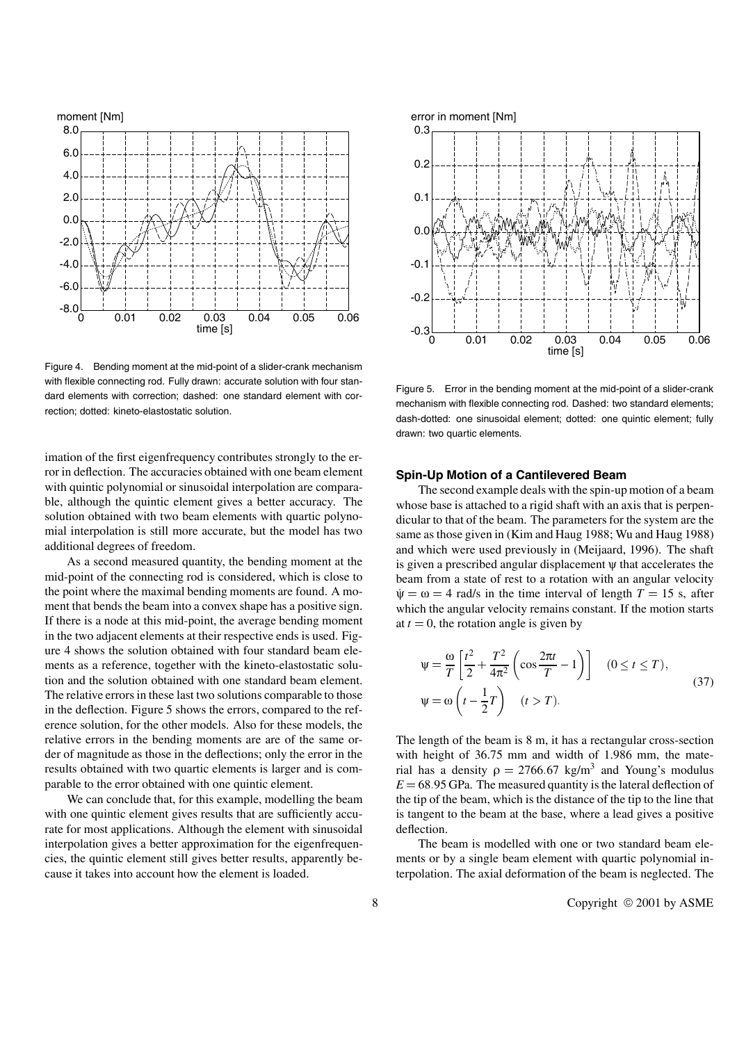Figure 4. Bending moment at the mid-point of a slider-crank mechanism with flexible connecting rod. Fully drawn: accurate solution with four standard elements with correction; dashed: one standard element with correction; dotted: kineto-elastostatic solution.

Figure 5. Error in the bending moment at the mid-point of a slider-crank mechanism with flexible connecting rod. Dashed: two standard elements; dash-dotted: one sinusoidal element; dotted: one quintic element; fully drawn: two quartic elements.

imation of the first eigenfrequency contributes strongly to the error in deflection. The accuracies obtained with one beam element with quintic polynomial or sinusoidal interpolation are comparable, although the quintic element gives a better accuracy. The solution obtained with two beam elements with quartic polynomial interpolation is still more accurate, but the model has two additional degrees of freedom.

As a second measured quantity, the bending moment at the mid-point of the connecting rod is considered, which is close to the point where the maximal bending moments are found. A moment that bends the beam into a convex shape has a positive sign. If there is a node at this mid-point, the average bending moment in the two adjacent elements at their respective ends is used. Figure 4 shows the solution obtained with four standard beam elements as a reference, together with the kineto-elastostatic solution and the solution obtained with one standard beam element. The relative errors in these last two solutions comparable to those in the deflection. Figure 5 shows the errors, compared to the reference solution, for the other models. Also for these models, the relative errors in the bending moments are are of the same order of magnitude as those in the deflections; only the error in the results obtained with two quartic elements is larger and is comparable to the error obtained with one quintic element.

We can conclude that, for this example, modelling the beam with one quintic element gives results that are sufficiently accurate for most applications. Although the element with sinusoidal interpolation gives a better approximation for the eigenfrequencies, the quintic element still gives better results, apparently because it takes into account how the element is loaded.

### Spin-Up Motion of a Cantilevered Beam

The second example deals with the spin-up motion of a beam whose base is attached to a rigid shaft with an axis that is perpendicular to that of the beam. The parameters for the system are the same as those given in (Kim and Haug 1988; Wu and Haug 1988) and which were used previously in (Meijaard, 1996). The shaft is given a prescribed angular displacement $\psi$ that accelerates the beam from a state of rest to a rotation with an angular velocity $\dot{\psi} = \omega = 4$ rad/s in the time interval of length $T = 15$ s, after which the angular velocity remains constant. If the motion starts at $t = 0$, the rotation angle is given by

$$
\begin{aligned}
\psi &= \frac{\omega}{T}\left[\frac{t^2}{2} + \frac{T^2}{4\pi^2}\left(\cos\frac{2\pi t}{T} - 1\right)\right] \quad (0 \le t \le T), \\
\psi &= \omega\left(t - \frac{1}{2}T\right) \quad (t > T).
\end{aligned}
\tag{37}
$$

The length of the beam is 8 m, it has a rectangular cross-section with height of 36.75 mm and width of 1.986 mm, the material has a density $\rho = 2766.67$ kg/m$^3$ and Young's modulus $E = 68.95$ GPa. The measured quantity is the lateral deflection of the tip of the beam, which is the distance of the tip to the line that is tangent to the beam at the base, where a lead gives a positive deflection.

The beam is modelled with one or two standard beam elements or by a single beam element with quartic polynomial interpolation. The axial deformation of the beam is neglected. The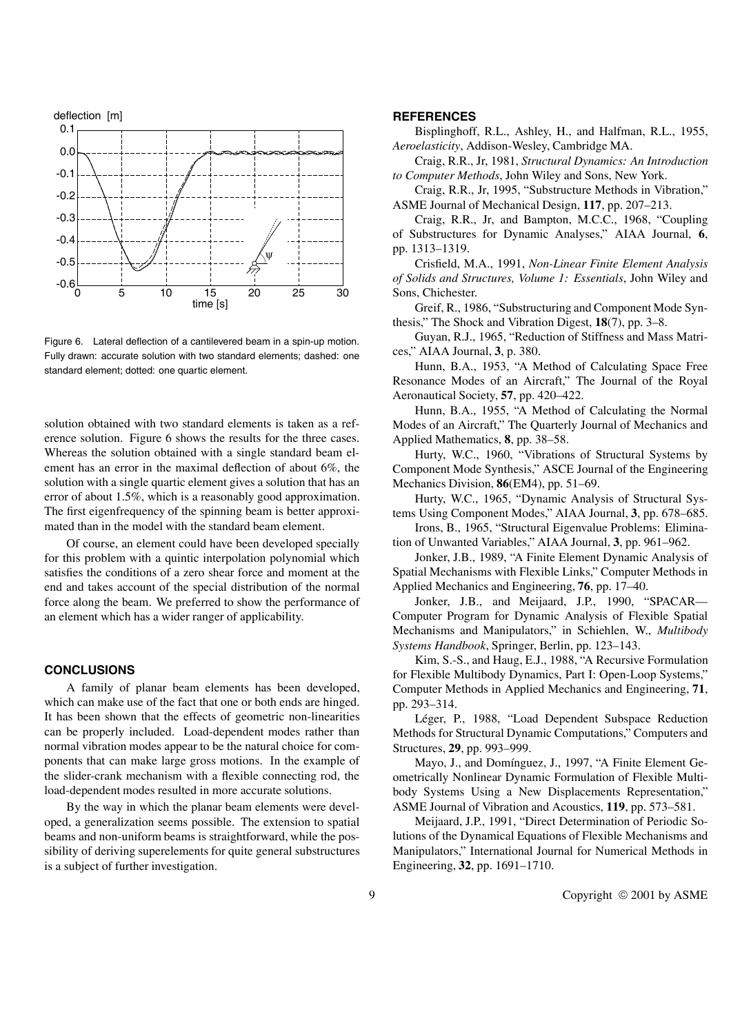Figure 6. Lateral deflection of a cantilevered beam in a spin-up motion. Fully drawn: accurate solution with two standard elements; dashed: one standard element; dotted: one quartic element.

solution obtained with two standard elements is taken as a reference solution. Figure 6 shows the results for the three cases. Whereas the solution obtained with a single standard beam element has an error in the maximal deflection of about 6%, the solution with a single quartic element gives a solution that has an error of about 1.5%, which is a reasonably good approximation. The first eigenfrequency of the spinning beam is better approximated than in the model with the standard beam element.

Of course, an element could have been developed specially for this problem with a quintic interpolation polynomial which satisfies the conditions of a zero shear force and moment at the end and takes account of the special distribution of the normal force along the beam. We preferred to show the performance of an element which has a wider ranger of applicability.

## CONCLUSIONS

A family of planar beam elements has been developed, which can make use of the fact that one or both ends are hinged. It has been shown that the effects of geometric non-linearities can be properly included. Load-dependent modes rather than normal vibration modes appear to be the natural choice for components that can make large gross motions. In the example of the slider-crank mechanism with a flexible connecting rod, the load-dependent modes resulted in more accurate solutions.

By the way in which the planar beam elements were developed, a generalization seems possible. The extension to spatial beams and non-uniform beams is straightforward, while the possibility of deriving superelements for quite general substructures is a subject of further investigation.

## REFERENCES

Bisplinghoff, R.L., Ashley, H., and Halfman, R.L., 1955, *Aeroelasticity*, Addison-Wesley, Cambridge MA.

Craig, R.R., Jr, 1981, *Structural Dynamics: An Introduction to Computer Methods*, John Wiley and Sons, New York.

Craig, R.R., Jr, 1995, "Substructure Methods in Vibration," ASME Journal of Mechanical Design, **117**, pp. 207–213.

Craig, R.R., Jr, and Bampton, M.C.C., 1968, "Coupling of Substructures for Dynamic Analyses," AIAA Journal, **6**, pp. 1313–1319.

Crisfield, M.A., 1991, *Non-Linear Finite Element Analysis of Solids and Structures, Volume 1: Essentials*, John Wiley and Sons, Chichester.

Greif, R., 1986, "Substructuring and Component Mode Synthesis," The Shock and Vibration Digest, **18**(7), pp. 3–8.

Guyan, R.J., 1965, "Reduction of Stiffness and Mass Matrices," AIAA Journal, **3**, p. 380.

Hunn, B.A., 1953, "A Method of Calculating Space Free Resonance Modes of an Aircraft," The Journal of the Royal Aeronautical Society, **57**, pp. 420–422.

Hunn, B.A., 1955, "A Method of Calculating the Normal Modes of an Aircraft," The Quarterly Journal of Mechanics and Applied Mathematics, **8**, pp. 38–58.

Hurty, W.C., 1960, "Vibrations of Structural Systems by Component Mode Synthesis," ASCE Journal of the Engineering Mechanics Division, **86**(EM4), pp. 51–69.

Hurty, W.C., 1965, "Dynamic Analysis of Structural Systems Using Component Modes," AIAA Journal, **3**, pp. 678–685.

Irons, B., 1965, "Structural Eigenvalue Problems: Elimination of Unwanted Variables," AIAA Journal, **3**, pp. 961–962.

Jonker, J.B., 1989, "A Finite Element Dynamic Analysis of Spatial Mechanisms with Flexible Links," Computer Methods in Applied Mechanics and Engineering, **76**, pp. 17–40.

Jonker, J.B., and Meijaard, J.P., 1990, "SPACAR—Computer Program for Dynamic Analysis of Flexible Spatial Mechanisms and Manipulators," in Schiehlen, W., *Multibody Systems Handbook*, Springer, Berlin, pp. 123–143.

Kim, S.-S., and Haug, E.J., 1988, "A Recursive Formulation for Flexible Multibody Dynamics, Part I: Open-Loop Systems," Computer Methods in Applied Mechanics and Engineering, **71**, pp. 293–314.

Léger, P., 1988, "Load Dependent Subspace Reduction Methods for Structural Dynamic Computations," Computers and Structures, **29**, pp. 993–999.

Mayo, J., and Domínguez, J., 1997, "A Finite Element Geometrically Nonlinear Dynamic Formulation of Flexible Multibody Systems Using a New Displacements Representation," ASME Journal of Vibration and Acoustics, **119**, pp. 573–581.

Meijaard, J.P., 1991, "Direct Determination of Periodic Solutions of the Dynamical Equations of Flexible Mechanisms and Manipulators," International Journal for Numerical Methods in Engineering, **32**, pp. 1691–1710.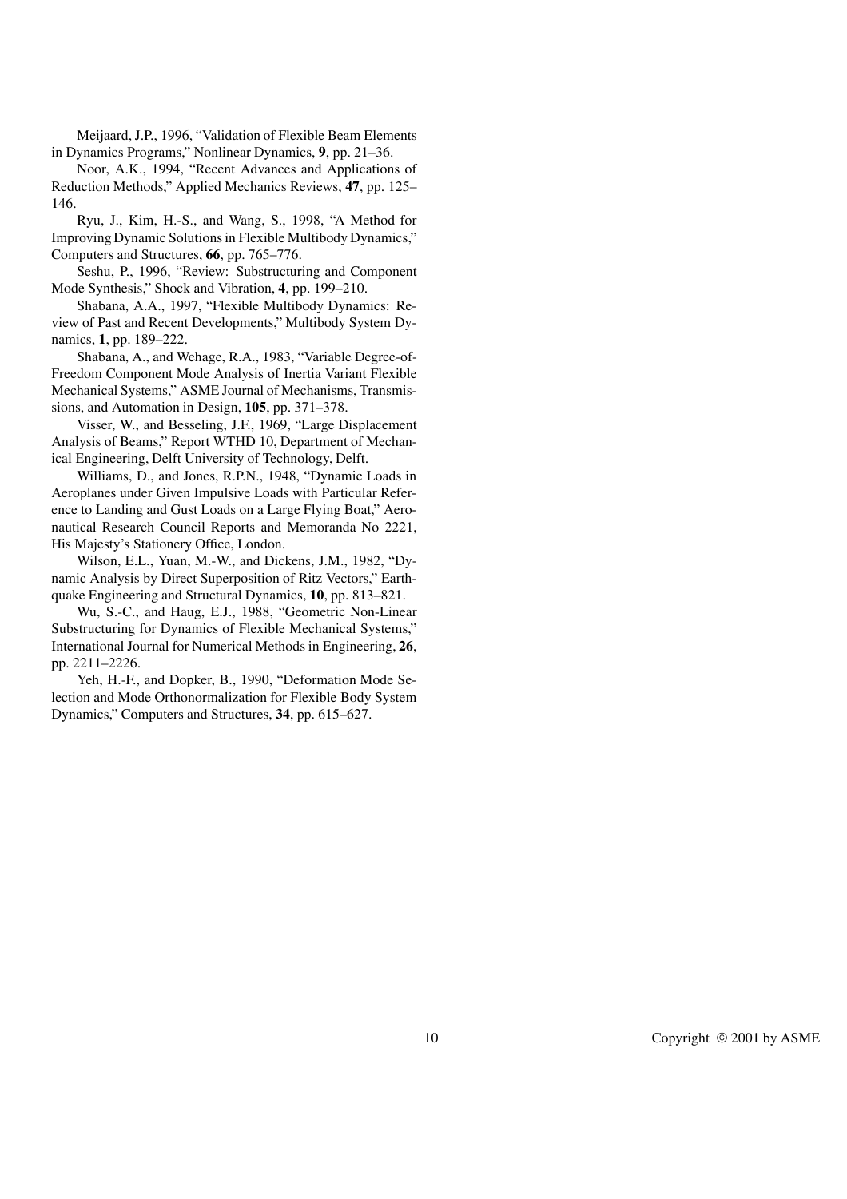Meijaard, J.P., 1996, "Validation of Flexible Beam Elements in Dynamics Programs," Nonlinear Dynamics, **9**, pp. 21–36.

Noor, A.K., 1994, "Recent Advances and Applications of Reduction Methods," Applied Mechanics Reviews, **47**, pp. 125–146.

Ryu, J., Kim, H.-S., and Wang, S., 1998, "A Method for Improving Dynamic Solutions in Flexible Multibody Dynamics," Computers and Structures, **66**, pp. 765–776.

Seshu, P., 1996, "Review: Substructuring and Component Mode Synthesis," Shock and Vibration, **4**, pp. 199–210.

Shabana, A.A., 1997, "Flexible Multibody Dynamics: Review of Past and Recent Developments," Multibody System Dynamics, **1**, pp. 189–222.

Shabana, A., and Wehage, R.A., 1983, "Variable Degree-of-Freedom Component Mode Analysis of Inertia Variant Flexible Mechanical Systems," ASME Journal of Mechanisms, Transmissions, and Automation in Design, **105**, pp. 371–378.

Visser, W., and Besseling, J.F., 1969, "Large Displacement Analysis of Beams," Report WTHD 10, Department of Mechanical Engineering, Delft University of Technology, Delft.

Williams, D., and Jones, R.P.N., 1948, "Dynamic Loads in Aeroplanes under Given Impulsive Loads with Particular Reference to Landing and Gust Loads on a Large Flying Boat," Aeronautical Research Council Reports and Memoranda No 2221, His Majesty's Stationery Office, London.

Wilson, E.L., Yuan, M.-W., and Dickens, J.M., 1982, "Dynamic Analysis by Direct Superposition of Ritz Vectors," Earthquake Engineering and Structural Dynamics, **10**, pp. 813–821.

Wu, S.-C., and Haug, E.J., 1988, "Geometric Non-Linear Substructuring for Dynamics of Flexible Mechanical Systems," International Journal for Numerical Methods in Engineering, **26**, pp. 2211–2226.

Yeh, H.-F., and Dopker, B., 1990, "Deformation Mode Selection and Mode Orthonormalization for Flexible Body System Dynamics," Computers and Structures, **34**, pp. 615–627.